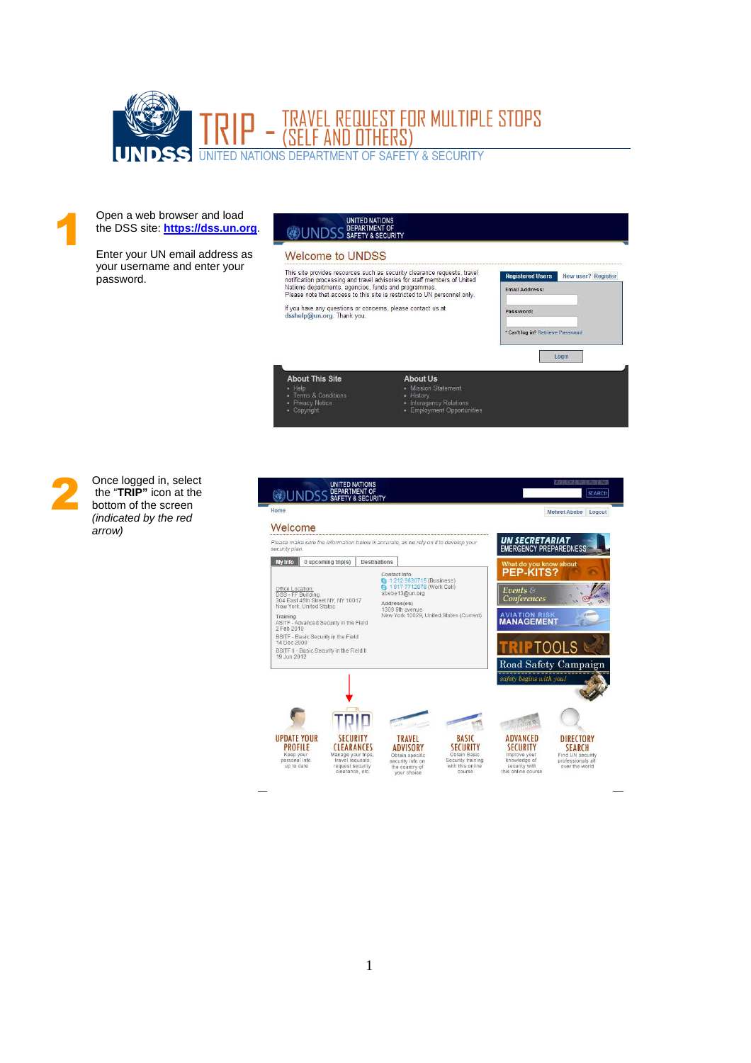# TRIP – TRAVEL REQUEST FOR MULTIPLE STOPS (SELF AND OTHERS)

UNITED NATIONS DEPARTMENT OF SAFETY & SECURITY

**1**

Open a web browser and load the DSS site: **https://dss.un.org**.

Enter your UN email address as your username and enter your password.

**2**

Once logged in, select the "**TRIP"** icon at the bottom of the screen *(indicated by the red arrow)*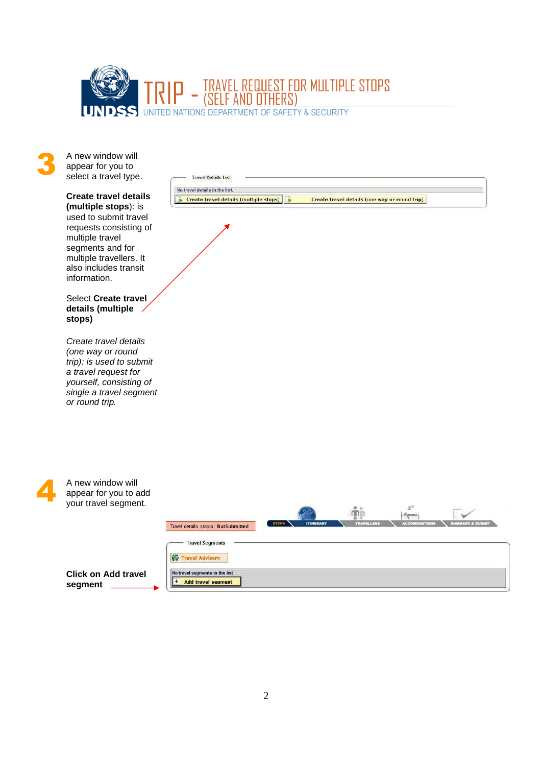# TRIP – TRAVEL REQUEST FOR MULTIPLE STOPS (SELF AND OTHERS)

UNITED NATIONS DEPARTMENT OF SAFETY & SECURITY

**3** A new window will appear for you to select a travel type.

**Create travel details (multiple stops)**: is used to submit travel requests consisting of multiple travel segments and for multiple travellers. It also includes transit information.

Select **Create travel details (multiple stops)**

*Create travel details (one way or round trip): is used to submit a travel request for yourself, consisting of single a travel segment or round trip.*

Travel Details List

No travel details in the list.

Create travel details (multiple stops) | Create travel details (one way or round trip)

**4** A new window will appear for you to add your travel segment.

**Click on Add travel segment**

Travel details status: NotSubmitted

STEPS | ITINERARY | TRAVELLERS | ACCOMODATIONS | SUMMARY & SUBMIT

Travel Segments

Travel Advisory

No travel segments in the list

+ Add travel segment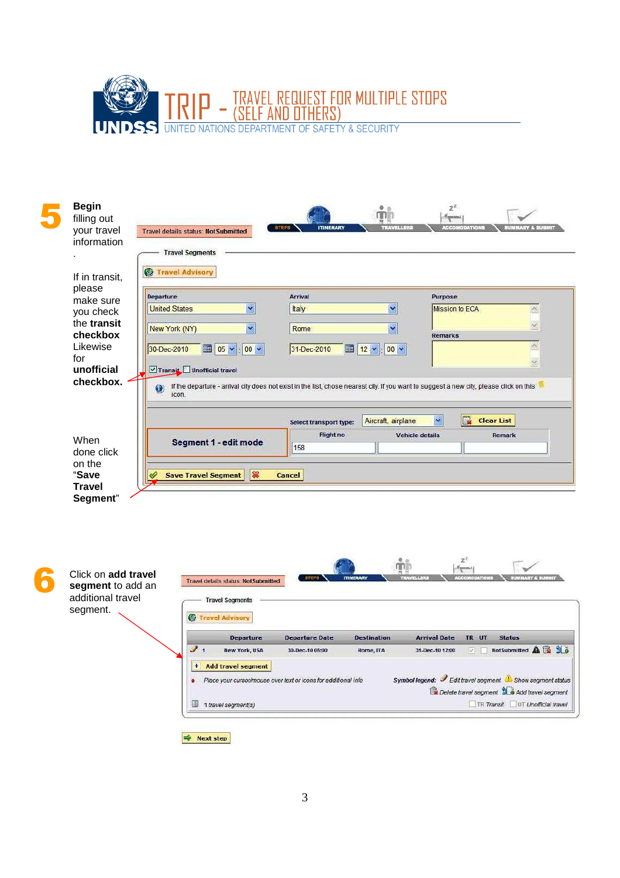# TRIP – TRAVEL REQUEST FOR MULTIPLE STOPS (SELF AND OTHERS)

UNITED NATIONS DEPARTMENT OF SAFETY & SECURITY

**5** **Begin** filling out your travel information

If in transit, please make sure you check the **transit checkbox** Likewise for **unofficial checkbox.**

When done click on the "**Save Travel Segment**"

Travel details status: NotSubmitted

STEPS | ITINERARY | TRAVELLERS | ACCOMODATIONS | SUMMARY & SUBMIT

Travel Segments

Travel Advisory

| Departure | Arrival | Purpose |
|---|---|---|
| United States | Italy | Mission to ECA |
| New York (NY) | Rome | Remarks |
| 30-Dec-2010 05 : 00 | 31-Dec-2010 12 : 00 | |

Transit ☑ Unofficial travel ☐

If the departure - arrival city does not exist in the list, chose nearest city. If you want to suggest a new city, please click on this icon.

Select transport type: Aircraft, airplane | Clear List

| Segment 1 - edit mode | Flight no | Vehicle details | Remark |
|---|---|---|---|
| | 158 | | |

Save Travel Segment | Cancel

**6** Click on **add travel segment** to add an additional travel segment.

Travel details status: NotSubmitted

STEPS | ITINERARY | TRAVELLERS | ACCOMODATIONS | SUMMARY & SUBMIT

Travel Segments

Travel Advisory

| | Departure | Departure Date | Destination | Arrival Date | TR | UT | Status |
|---|---|---|---|---|---|---|---|
| 1 | New York, USA | 30-Dec-10 05:00 | Rome, ITA | 31-Dec-10 12:00 | ☑ | ☐ | NotSubmitted |

Add travel segment

Place your cursor/mouse over text or icons for additional info

Symbol legend: Edit travel segment, Show segment status, Delete travel segment, Add travel segment

1 travel segment(s)

TR Transit, UT Unofficial travel

Next step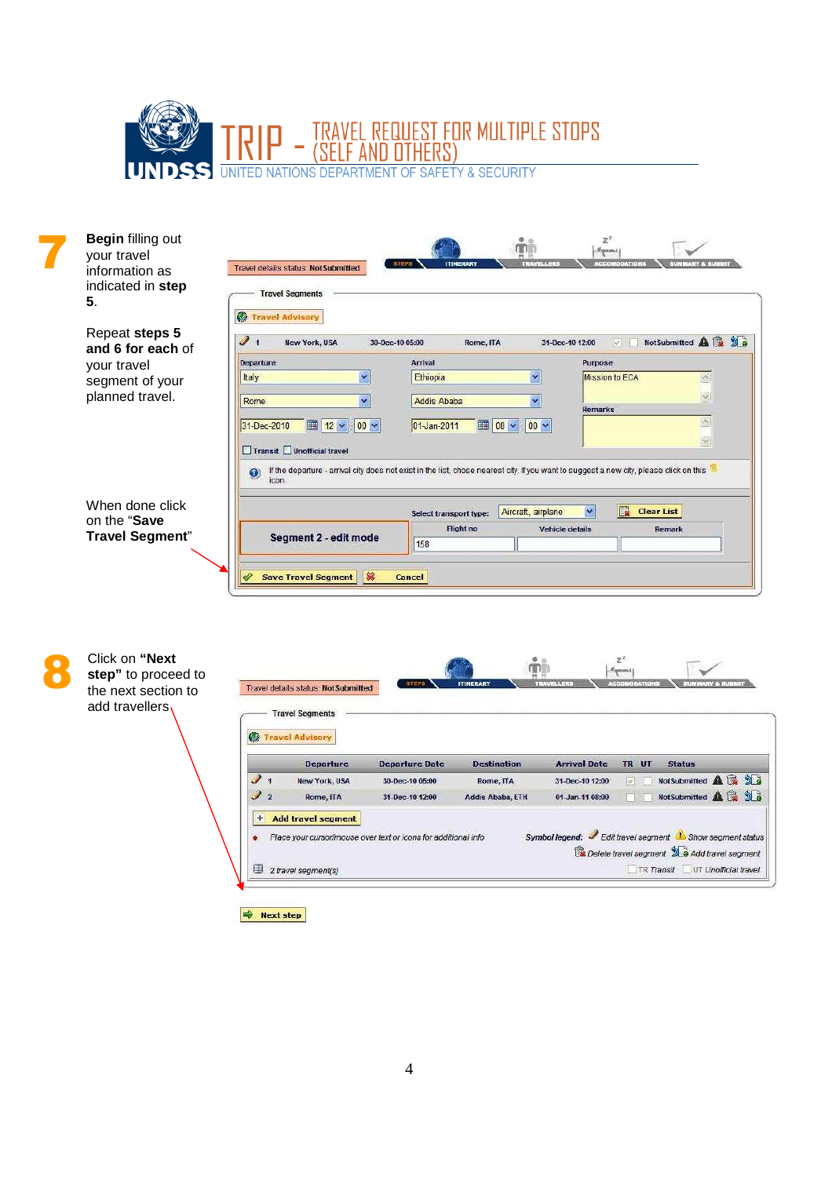# TRIP – TRAVEL REQUEST FOR MULTIPLE STOPS (SELF AND OTHERS)

UNITED NATIONS DEPARTMENT OF SAFETY & SECURITY

**7**

**Begin** filling out your travel information as indicated in **step 5**.

Repeat **steps 5 and 6 for each** of your travel segment of your planned travel.

When done click on the "**Save Travel Segment**"

Travel details status: Not Submitted

STEPS | ITINERARY | TRAVELLERS | ACCOMODATIONS | SUMMARY & SUBMIT

Travel Segments

Travel Advisory

1 New York, USA 30-Dec-10 05:00 Rome, ITA 31-Dec-10 12:00 NotSubmitted

Departure: Italy, Rome, 31-Dec-2010 12 : 00

Arrival: Ethiopia, Addis Ababa, 01-Jan-2011 08 : 00

Purpose: Mission to ECA

Remarks

Transit Unofficial travel

If the departure - arrival city does not exist in the list, chose nearest city. If you want to suggest a new city, please click on this icon.

Segment 2 - edit mode

Select transport type: Aircraft, airplane Clear List

Flight no: 158 | Vehicle details | Remark

Save Travel Segment Cancel

**8**

Click on **"Next step"** to proceed to the next section to add travellers

Travel details status: Not Submitted

STEPS | ITINERARY | TRAVELLERS | ACCOMODATIONS | SUMMARY & SUBMIT

Travel Segments

Travel Advisory

| | Departure | Departure Date | Destination | Arrival Date | TR | UT | Status |
|---|---|---|---|---|---|---|---|
| 1 | New York, USA | 30-Dec-10 05:00 | Rome, ITA | 31-Dec-10 12:00 | | | NotSubmitted |
| 2 | Rome, ITA | 31-Dec-10 12:00 | Addis Ababa, ETH | 01-Jan-11 08:00 | | | NotSubmitted |

Add travel segment

Place your cursor/mouse over text or icons for additional info

Symbol legend: Edit travel segment Show segment status Delete travel segment Add travel segment

2 travel segment(s)

TR Transit UT Unofficial travel

Next step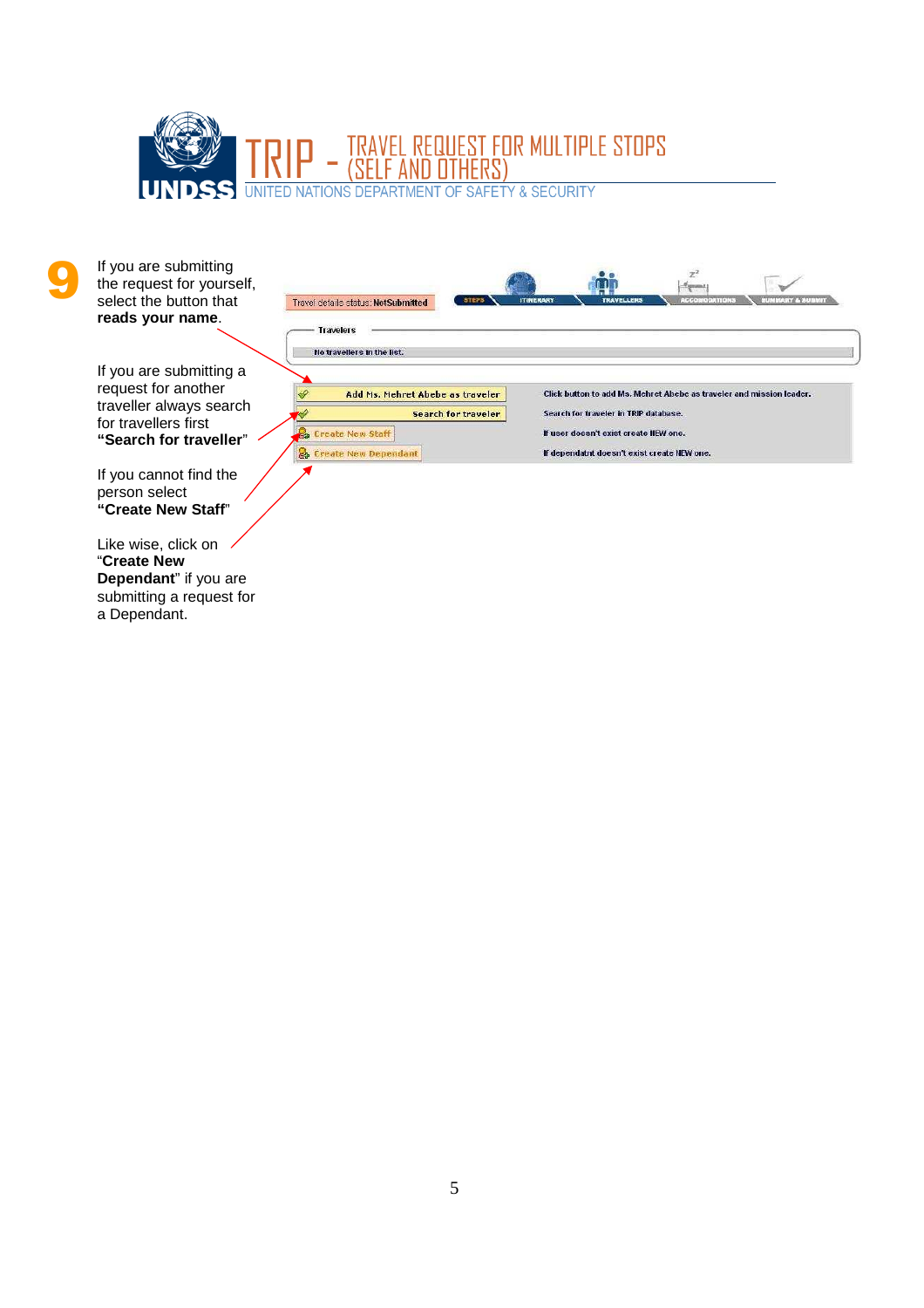**9**

If you are submitting the request for yourself, select the button that **reads your name**.

If you are submitting a request for another traveller always search for travellers first **“Search for traveller**”

If you cannot find the person select **“Create New Staff**”

Like wise, click on “**Create New Dependant**” if you are submitting a request for a Dependant.

Travel details status: NotSubmitted

STEPS | ITINERARY | TRAVELLERS | ACCOMODATIONS | SUMMARY & SUBMIT

Travelers

No travellers in the list.

| | |
|---|---|
| Add Ms. Mehret Abebe as traveler | Click button to add Ms. Mehret Abebe as traveler and mission leader. |
| Search for traveler | Search for traveler in TRIP database. |
| Create New Staff | If user doesn't exist create NEW one. |
| Create New Dependant | If dependatnt doesn't exist create NEW one. |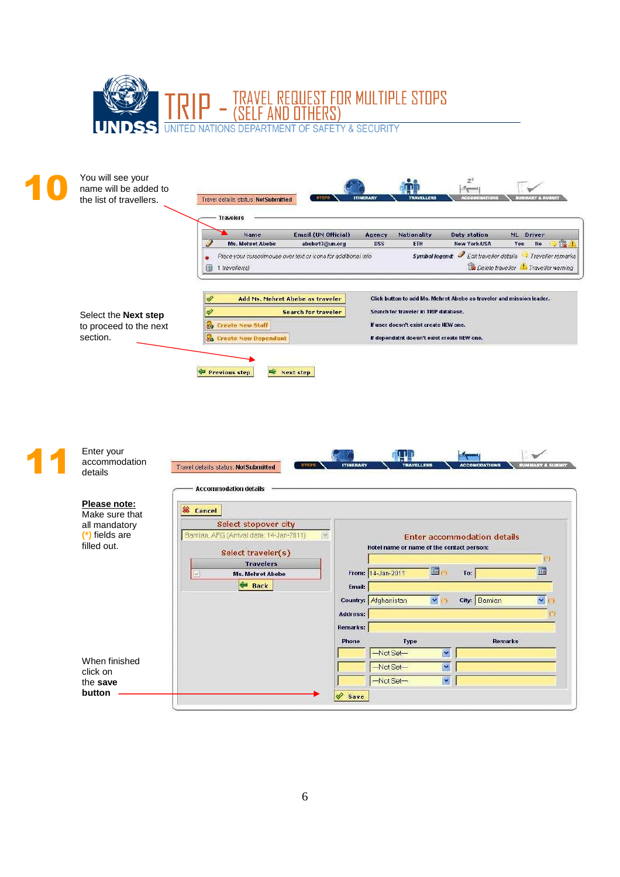# TRIP – TRAVEL REQUEST FOR MULTIPLE STOPS (SELF AND OTHERS)

UNDSS UNITED NATIONS DEPARTMENT OF SAFETY & SECURITY

## 10

You will see your name will be added to the list of travellers.

Select the **Next step** to proceed to the next section.

Travel details status: NotSubmitted

STEPS | ITINERARY | TRAVELLERS | ACCOMODATIONS | SUMMARY & SUBMIT

Travelers

| Name | Email (UN Official) | Agency | Nationality | Duty station | NL | Driver |
|---|---|---|---|---|---|---|
| Ms. Mehret Abebe | abebe13@un.org | DSS | ETH | New York/USA | Yes | No |

Place your cursor/mouse over text or icons for additional info

Symbol legend: Edit traveller details, Traveller remarks, Delete traveller, Traveller warning

1 traveller(s)

| | |
|---|---|
| Add Ms. Mehret Abebe as traveler | Click button to add Ms. Mehret Abebe as traveler and mission leader. |
| Search for traveler | Search for traveler in TRIP database. |
| Create New Staff | If user doesn't exist create NEW one. |
| Create New Dependant | If dependatnt doesn't exist create NEW one. |

Previous step | Next step

## 11

Enter your accommodation details

**Please note:** Make sure that all mandatory (*) fields are filled out.

When finished click on the **save button**

Travel details status: NotSubmitted

STEPS | ITINERARY | TRAVELLERS | ACCOMODATIONS | SUMMARY & SUBMIT

Accommodation details

Cancel

Select stopover city: Bamian, AFG (Arrival date: 14-Jan-2011)

Select traveler(s)

Travelers: Ms. Mehret Abebe

Back

Enter accommodation details

Hotel name or name of the contact person: (*)

From: 14-Jan-2011 (*) To:

Email:

Country: Afghanistan (*) City: Bamian (*)

Address: (*)

Remarks:

| Phone | Type | Remarks |
|---|---|---|
| | --Not Set-- | |
| | --Not Set-- | |
| | --Not Set-- | |

Save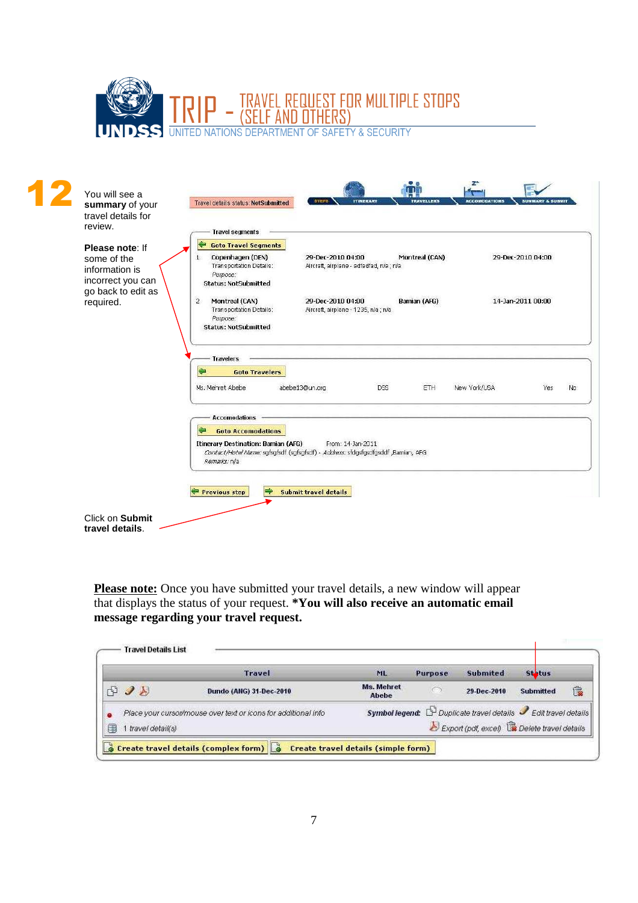# TRIP – TRAVEL REQUEST FOR MULTIPLE STOPS (SELF AND OTHERS)

UNITED NATIONS DEPARTMENT OF SAFETY & SECURITY

**12**

You will see a **summary** of your travel details for review.

**Please note**: If some of the information is incorrect you can go back to edit as required.

Travel details status: NotSubmitted

STEPS | ITINERARY | TRAVELLERS | ACCOMODATIONS | SUMMARY & SUBMIT

**Travel segments**

Goto Travel Segments

| | | | | |
|---|---|---|---|---|
| 1 | Copenhagen (DEN)<br>Transportation Details:<br>*Purpose:*<br>Status: NotSubmitted | 29-Dec-2010 04:00<br>Aircraft, airplane - adfadfad, n/a ; n/a | Montreal (CAN) | 29-Dec-2010 04:00 |
| 2 | Montreal (CAN)<br>Transportation Details:<br>*Purpose:*<br>Status: NotSubmitted | 29-Dec-2010 04:00<br>Aircraft, airplane - 1235, n/a ; n/a | Bamian (AFG) | 14-Jan-2011 00:00 |

**Travelers**

Goto Travelers

| | | | | | | |
|---|---|---|---|---|---|---|
| Ms. Mehret Abebe | abebe13@un.org | DSS | ETH | New York/USA | Yes | No |

**Accomodations**

Goto Accomodations

Itinerary Destination: Bamian (AFG) From: 14-Jan-2011

*Contact/Hotel Name:* sgfsgfsdf (sgfsgfsdf) - *Address:* sfdgsfgsdfgsddf ,Bamian, AFG

*Remarks:* n/a

Previous step | Submit travel details

Click on **Submit travel details**.

**Please note:** Once you have submitted your travel details, a new window will appear that displays the status of your request. ***You will also receive an automatic email message regarding your travel request.**

**Travel Details List**

| | Travel | ML | Purpose | Submited | Status | |
|---|---|---|---|---|---|---|
| | Dundo (ANG) 31-Dec-2010 | Ms. Mehret Abebe | | 29-Dec-2010 | Submitted | |

Place your cursor/mouse over text or icons for additional info

1 travel detail(s)

*Symbol legend:* Duplicate travel details, Edit travel details, Export (pdf, excel), Delete travel details

Create travel details (complex form) | Create travel details (simple form)